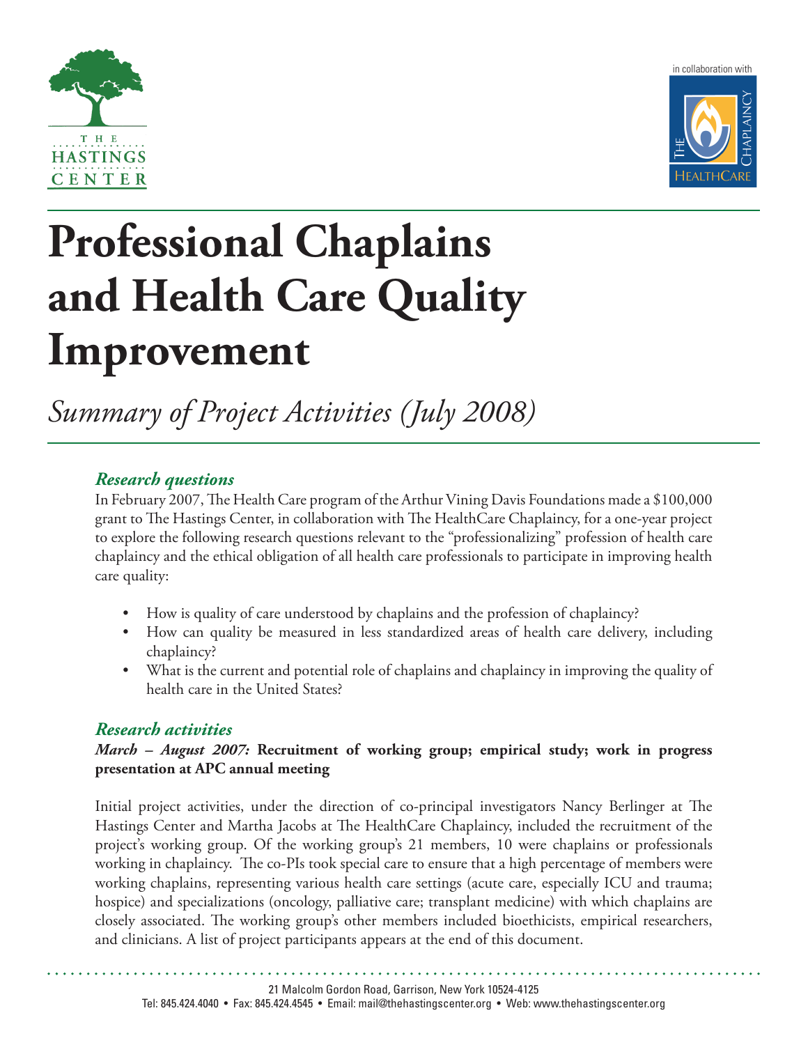THE HASTINGS CENTER

in collaboration with

THE HEALTHCARE CHAPLAINCY

# Professional Chaplains and Health Care Quality Improvement

*Summary of Project Activities (July 2008)*

## *Research questions*

In February 2007, The Health Care program of the Arthur Vining Davis Foundations made a $100,000 grant to The Hastings Center, in collaboration with The HealthCare Chaplaincy, for a one-year project to explore the following research questions relevant to the "professionalizing" profession of health care chaplaincy and the ethical obligation of all health care professionals to participate in improving health care quality:

- How is quality of care understood by chaplains and the profession of chaplaincy?
- How can quality be measured in less standardized areas of health care delivery, including chaplaincy?
- What is the current and potential role of chaplains and chaplaincy in improving the quality of health care in the United States?

## *Research activities*

***March – August 2007:* Recruitment of working group; empirical study; work in progress presentation at APC annual meeting**

Initial project activities, under the direction of co-principal investigators Nancy Berlinger at The Hastings Center and Martha Jacobs at The HealthCare Chaplaincy, included the recruitment of the project's working group. Of the working group's 21 members, 10 were chaplains or professionals working in chaplaincy. The co-PIs took special care to ensure that a high percentage of members were working chaplains, representing various health care settings (acute care, especially ICU and trauma; hospice) and specializations (oncology, palliative care; transplant medicine) with which chaplains are closely associated. The working group's other members included bioethicists, empirical researchers, and clinicians. A list of project participants appears at the end of this document.

21 Malcolm Gordon Road, Garrison, New York 10524-4125
Tel: 845.424.4040 • Fax: 845.424.4545 • Email: mail@thehastingscenter.org • Web: www.thehastingscenter.org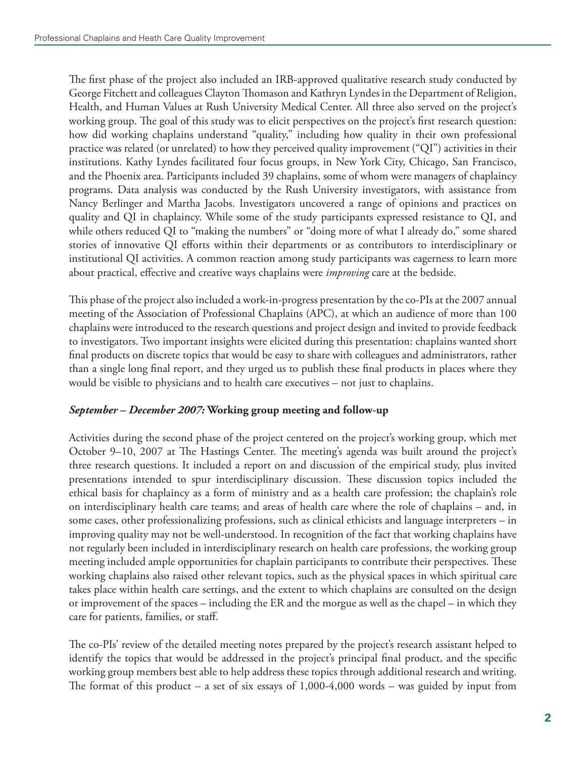The first phase of the project also included an IRB-approved qualitative research study conducted by George Fitchett and colleagues Clayton Thomason and Kathryn Lyndes in the Department of Religion, Health, and Human Values at Rush University Medical Center. All three also served on the project's working group. The goal of this study was to elicit perspectives on the project's first research question: how did working chaplains understand "quality," including how quality in their own professional practice was related (or unrelated) to how they perceived quality improvement ("QI") activities in their institutions. Kathy Lyndes facilitated four focus groups, in New York City, Chicago, San Francisco, and the Phoenix area. Participants included 39 chaplains, some of whom were managers of chaplaincy programs. Data analysis was conducted by the Rush University investigators, with assistance from Nancy Berlinger and Martha Jacobs. Investigators uncovered a range of opinions and practices on quality and QI in chaplaincy. While some of the study participants expressed resistance to QI, and while others reduced QI to "making the numbers" or "doing more of what I already do," some shared stories of innovative QI efforts within their departments or as contributors to interdisciplinary or institutional QI activities. A common reaction among study participants was eagerness to learn more about practical, effective and creative ways chaplains were *improving* care at the bedside.

This phase of the project also included a work-in-progress presentation by the co-PIs at the 2007 annual meeting of the Association of Professional Chaplains (APC), at which an audience of more than 100 chaplains were introduced to the research questions and project design and invited to provide feedback to investigators. Two important insights were elicited during this presentation: chaplains wanted short final products on discrete topics that would be easy to share with colleagues and administrators, rather than a single long final report, and they urged us to publish these final products in places where they would be visible to physicians and to health care executives – not just to chaplains.

***September – December 2007:* Working group meeting and follow-up**

Activities during the second phase of the project centered on the project's working group, which met October 9–10, 2007 at The Hastings Center. The meeting's agenda was built around the project's three research questions. It included a report on and discussion of the empirical study, plus invited presentations intended to spur interdisciplinary discussion. These discussion topics included the ethical basis for chaplaincy as a form of ministry and as a health care profession; the chaplain's role on interdisciplinary health care teams; and areas of health care where the role of chaplains – and, in some cases, other professionalizing professions, such as clinical ethicists and language interpreters – in improving quality may not be well-understood. In recognition of the fact that working chaplains have not regularly been included in interdisciplinary research on health care professions, the working group meeting included ample opportunities for chaplain participants to contribute their perspectives. These working chaplains also raised other relevant topics, such as the physical spaces in which spiritual care takes place within health care settings, and the extent to which chaplains are consulted on the design or improvement of the spaces – including the ER and the morgue as well as the chapel – in which they care for patients, families, or staff.

The co-PIs' review of the detailed meeting notes prepared by the project's research assistant helped to identify the topics that would be addressed in the project's principal final product, and the specific working group members best able to help address these topics through additional research and writing. The format of this product – a set of six essays of 1,000-4,000 words – was guided by input from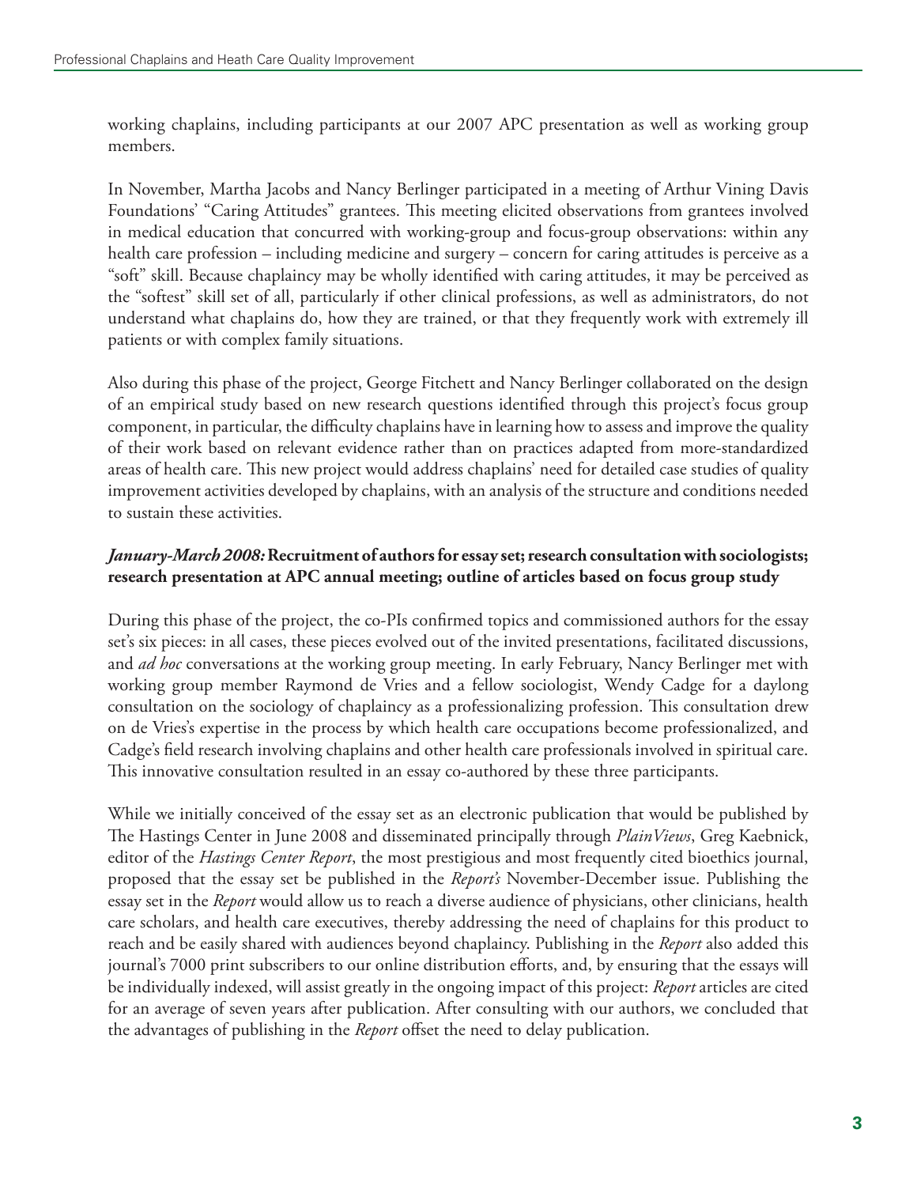working chaplains, including participants at our 2007 APC presentation as well as working group members.

In November, Martha Jacobs and Nancy Berlinger participated in a meeting of Arthur Vining Davis Foundations' "Caring Attitudes" grantees. This meeting elicited observations from grantees involved in medical education that concurred with working-group and focus-group observations: within any health care profession – including medicine and surgery – concern for caring attitudes is perceive as a "soft" skill. Because chaplaincy may be wholly identified with caring attitudes, it may be perceived as the "softest" skill set of all, particularly if other clinical professions, as well as administrators, do not understand what chaplains do, how they are trained, or that they frequently work with extremely ill patients or with complex family situations.

Also during this phase of the project, George Fitchett and Nancy Berlinger collaborated on the design of an empirical study based on new research questions identified through this project's focus group component, in particular, the difficulty chaplains have in learning how to assess and improve the quality of their work based on relevant evidence rather than on practices adapted from more-standardized areas of health care. This new project would address chaplains' need for detailed case studies of quality improvement activities developed by chaplains, with an analysis of the structure and conditions needed to sustain these activities.

***January-March 2008:* Recruitment of authors for essay set; research consultation with sociologists; research presentation at APC annual meeting; outline of articles based on focus group study**

During this phase of the project, the co-PIs confirmed topics and commissioned authors for the essay set's six pieces: in all cases, these pieces evolved out of the invited presentations, facilitated discussions, and *ad hoc* conversations at the working group meeting. In early February, Nancy Berlinger met with working group member Raymond de Vries and a fellow sociologist, Wendy Cadge for a daylong consultation on the sociology of chaplaincy as a professionalizing profession. This consultation drew on de Vries's expertise in the process by which health care occupations become professionalized, and Cadge's field research involving chaplains and other health care professionals involved in spiritual care. This innovative consultation resulted in an essay co-authored by these three participants.

While we initially conceived of the essay set as an electronic publication that would be published by The Hastings Center in June 2008 and disseminated principally through *PlainViews*, Greg Kaebnick, editor of the *Hastings Center Report*, the most prestigious and most frequently cited bioethics journal, proposed that the essay set be published in the *Report's* November-December issue. Publishing the essay set in the *Report* would allow us to reach a diverse audience of physicians, other clinicians, health care scholars, and health care executives, thereby addressing the need of chaplains for this product to reach and be easily shared with audiences beyond chaplaincy. Publishing in the *Report* also added this journal's 7000 print subscribers to our online distribution efforts, and, by ensuring that the essays will be individually indexed, will assist greatly in the ongoing impact of this project: *Report* articles are cited for an average of seven years after publication. After consulting with our authors, we concluded that the advantages of publishing in the *Report* offset the need to delay publication.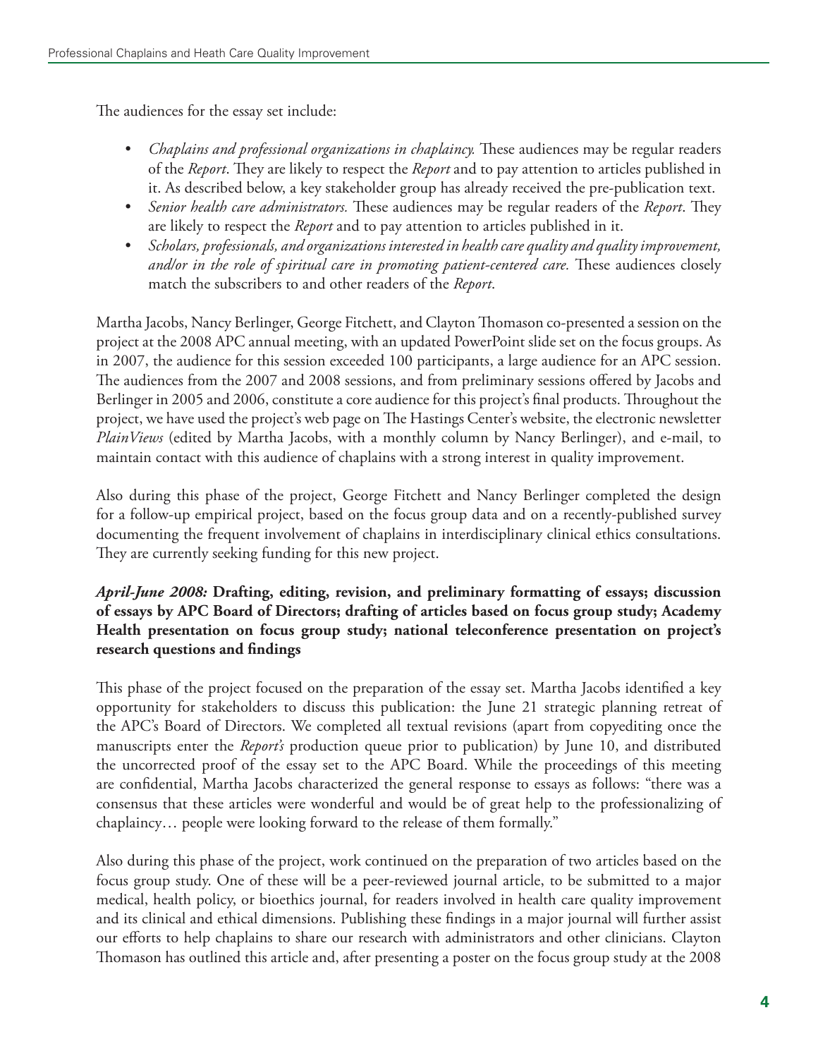The audiences for the essay set include:

- *Chaplains and professional organizations in chaplaincy.* These audiences may be regular readers of the *Report*. They are likely to respect the *Report* and to pay attention to articles published in it. As described below, a key stakeholder group has already received the pre-publication text.
- *Senior health care administrators.* These audiences may be regular readers of the *Report*. They are likely to respect the *Report* and to pay attention to articles published in it.
- *Scholars, professionals, and organizations interested in health care quality and quality improvement, and/or in the role of spiritual care in promoting patient-centered care.* These audiences closely match the subscribers to and other readers of the *Report*.

Martha Jacobs, Nancy Berlinger, George Fitchett, and Clayton Thomason co-presented a session on the project at the 2008 APC annual meeting, with an updated PowerPoint slide set on the focus groups. As in 2007, the audience for this session exceeded 100 participants, a large audience for an APC session. The audiences from the 2007 and 2008 sessions, and from preliminary sessions offered by Jacobs and Berlinger in 2005 and 2006, constitute a core audience for this project's final products. Throughout the project, we have used the project's web page on The Hastings Center's website, the electronic newsletter *PlainViews* (edited by Martha Jacobs, with a monthly column by Nancy Berlinger), and e-mail, to maintain contact with this audience of chaplains with a strong interest in quality improvement.

Also during this phase of the project, George Fitchett and Nancy Berlinger completed the design for a follow-up empirical project, based on the focus group data and on a recently-published survey documenting the frequent involvement of chaplains in interdisciplinary clinical ethics consultations. They are currently seeking funding for this new project.

***April-June 2008:* Drafting, editing, revision, and preliminary formatting of essays; discussion of essays by APC Board of Directors; drafting of articles based on focus group study; Academy Health presentation on focus group study; national teleconference presentation on project's research questions and findings**

This phase of the project focused on the preparation of the essay set. Martha Jacobs identified a key opportunity for stakeholders to discuss this publication: the June 21 strategic planning retreat of the APC's Board of Directors. We completed all textual revisions (apart from copyediting once the manuscripts enter the *Report's* production queue prior to publication) by June 10, and distributed the uncorrected proof of the essay set to the APC Board. While the proceedings of this meeting are confidential, Martha Jacobs characterized the general response to essays as follows: "there was a consensus that these articles were wonderful and would be of great help to the professionalizing of chaplaincy… people were looking forward to the release of them formally."

Also during this phase of the project, work continued on the preparation of two articles based on the focus group study. One of these will be a peer-reviewed journal article, to be submitted to a major medical, health policy, or bioethics journal, for readers involved in health care quality improvement and its clinical and ethical dimensions. Publishing these findings in a major journal will further assist our efforts to help chaplains to share our research with administrators and other clinicians. Clayton Thomason has outlined this article and, after presenting a poster on the focus group study at the 2008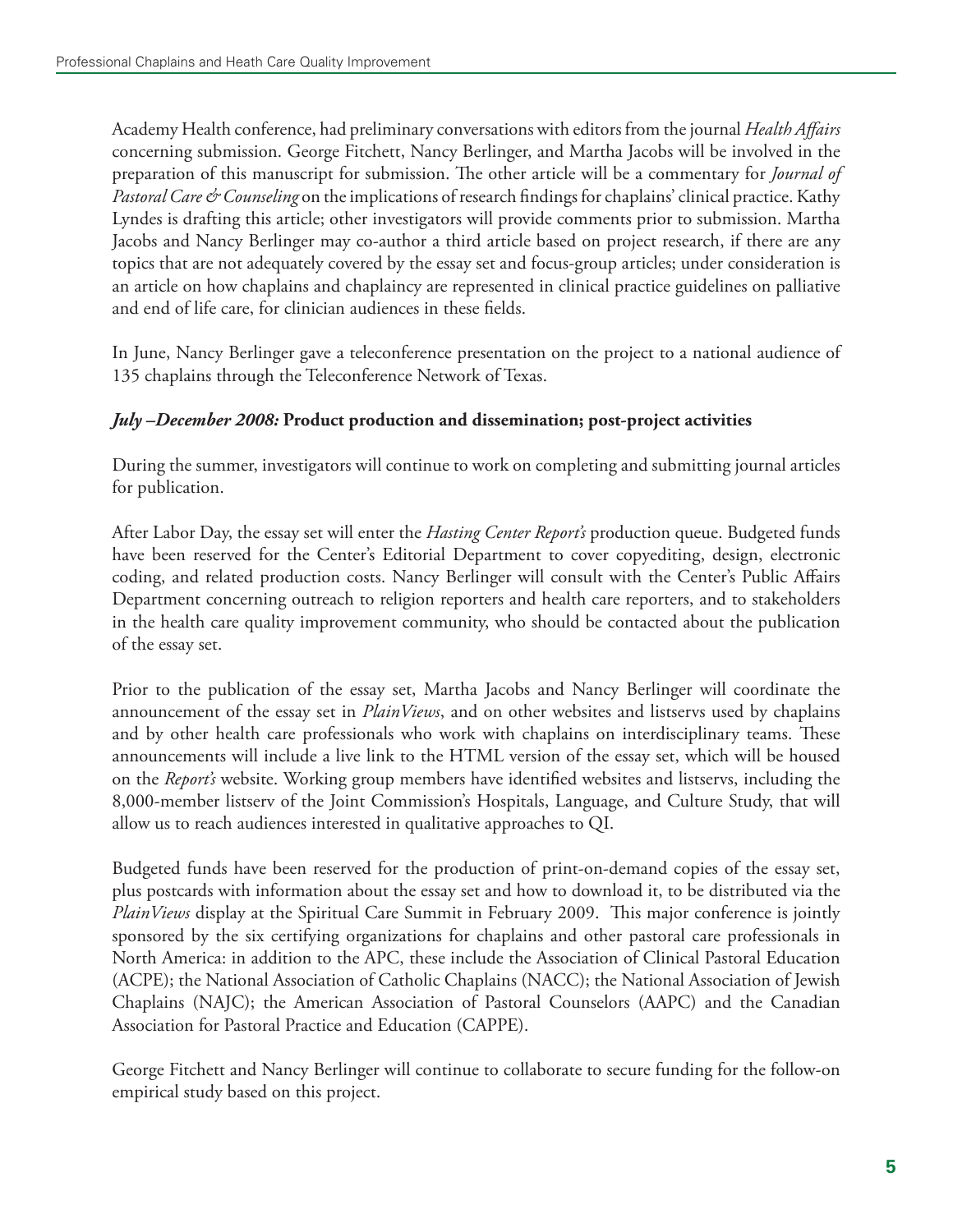Academy Health conference, had preliminary conversations with editors from the journal *Health Affairs* concerning submission. George Fitchett, Nancy Berlinger, and Martha Jacobs will be involved in the preparation of this manuscript for submission. The other article will be a commentary for *Journal of Pastoral Care & Counseling* on the implications of research findings for chaplains' clinical practice. Kathy Lyndes is drafting this article; other investigators will provide comments prior to submission. Martha Jacobs and Nancy Berlinger may co-author a third article based on project research, if there are any topics that are not adequately covered by the essay set and focus-group articles; under consideration is an article on how chaplains and chaplaincy are represented in clinical practice guidelines on palliative and end of life care, for clinician audiences in these fields.

In June, Nancy Berlinger gave a teleconference presentation on the project to a national audience of 135 chaplains through the Teleconference Network of Texas.

***July –December 2008:* Product production and dissemination; post-project activities**

During the summer, investigators will continue to work on completing and submitting journal articles for publication.

After Labor Day, the essay set will enter the *Hasting Center Report's* production queue. Budgeted funds have been reserved for the Center's Editorial Department to cover copyediting, design, electronic coding, and related production costs. Nancy Berlinger will consult with the Center's Public Affairs Department concerning outreach to religion reporters and health care reporters, and to stakeholders in the health care quality improvement community, who should be contacted about the publication of the essay set.

Prior to the publication of the essay set, Martha Jacobs and Nancy Berlinger will coordinate the announcement of the essay set in *PlainViews*, and on other websites and listservs used by chaplains and by other health care professionals who work with chaplains on interdisciplinary teams. These announcements will include a live link to the HTML version of the essay set, which will be housed on the *Report's* website. Working group members have identified websites and listservs, including the 8,000-member listserv of the Joint Commission's Hospitals, Language, and Culture Study, that will allow us to reach audiences interested in qualitative approaches to QI.

Budgeted funds have been reserved for the production of print-on-demand copies of the essay set, plus postcards with information about the essay set and how to download it, to be distributed via the *PlainViews* display at the Spiritual Care Summit in February 2009. This major conference is jointly sponsored by the six certifying organizations for chaplains and other pastoral care professionals in North America: in addition to the APC, these include the Association of Clinical Pastoral Education (ACPE); the National Association of Catholic Chaplains (NACC); the National Association of Jewish Chaplains (NAJC); the American Association of Pastoral Counselors (AAPC) and the Canadian Association for Pastoral Practice and Education (CAPPE).

George Fitchett and Nancy Berlinger will continue to collaborate to secure funding for the follow-on empirical study based on this project.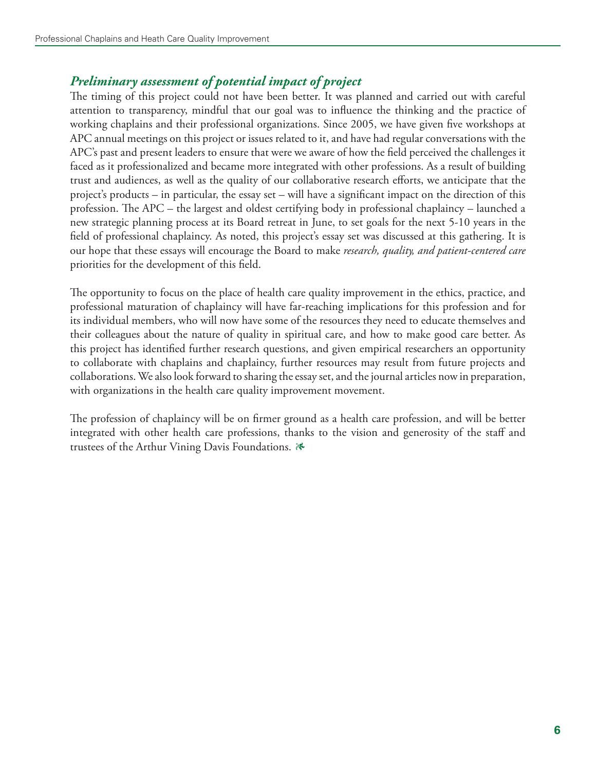### *Preliminary assessment of potential impact of project*

The timing of this project could not have been better. It was planned and carried out with careful attention to transparency, mindful that our goal was to influence the thinking and the practice of working chaplains and their professional organizations. Since 2005, we have given five workshops at APC annual meetings on this project or issues related to it, and have had regular conversations with the APC's past and present leaders to ensure that were we aware of how the field perceived the challenges it faced as it professionalized and became more integrated with other professions. As a result of building trust and audiences, as well as the quality of our collaborative research efforts, we anticipate that the project's products – in particular, the essay set – will have a significant impact on the direction of this profession. The APC – the largest and oldest certifying body in professional chaplaincy – launched a new strategic planning process at its Board retreat in June, to set goals for the next 5-10 years in the field of professional chaplaincy. As noted, this project's essay set was discussed at this gathering. It is our hope that these essays will encourage the Board to make *research, quality, and patient-centered care* priorities for the development of this field.

The opportunity to focus on the place of health care quality improvement in the ethics, practice, and professional maturation of chaplaincy will have far-reaching implications for this profession and for its individual members, who will now have some of the resources they need to educate themselves and their colleagues about the nature of quality in spiritual care, and how to make good care better. As this project has identified further research questions, and given empirical researchers an opportunity to collaborate with chaplains and chaplaincy, further resources may result from future projects and collaborations. We also look forward to sharing the essay set, and the journal articles now in preparation, with organizations in the health care quality improvement movement.

The profession of chaplaincy will be on firmer ground as a health care profession, and will be better integrated with other health care professions, thanks to the vision and generosity of the staff and trustees of the Arthur Vining Davis Foundations. ☙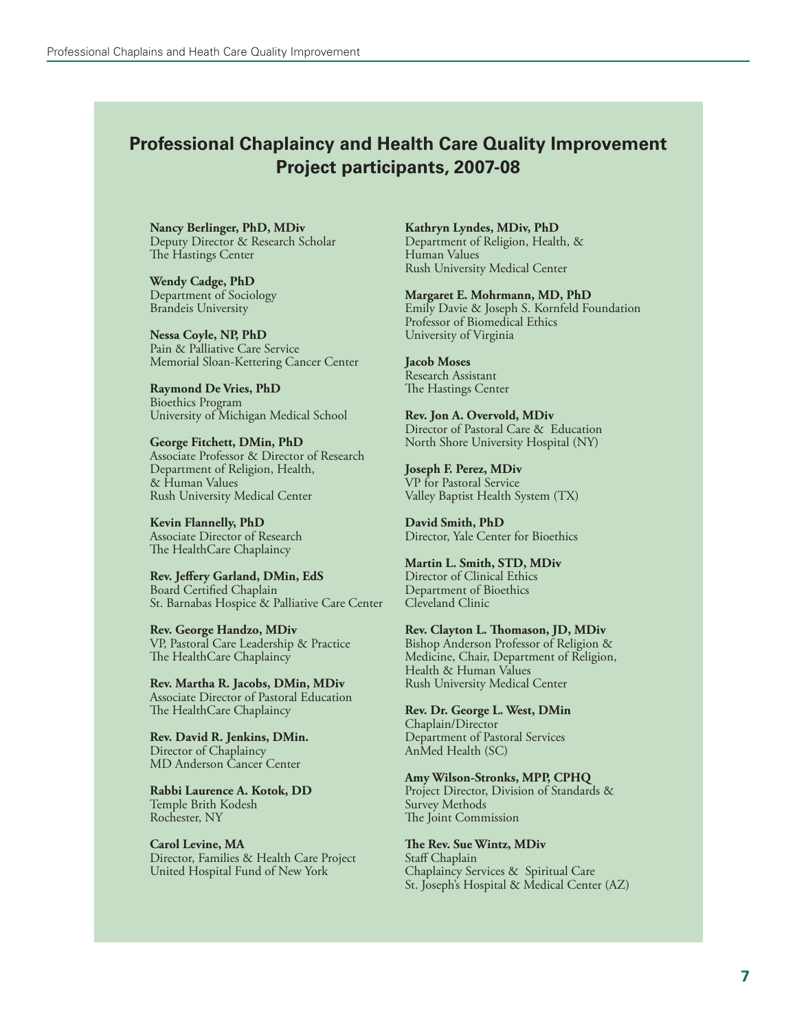## Professional Chaplaincy and Health Care Quality Improvement Project participants, 2007-08

**Nancy Berlinger, PhD, MDiv**
Deputy Director & Research Scholar
The Hastings Center

**Wendy Cadge, PhD**
Department of Sociology
Brandeis University

**Nessa Coyle, NP, PhD**
Pain & Palliative Care Service
Memorial Sloan-Kettering Cancer Center

**Raymond De Vries, PhD**
Bioethics Program
University of Michigan Medical School

**George Fitchett, DMin, PhD**
Associate Professor & Director of Research
Department of Religion, Health,
& Human Values
Rush University Medical Center

**Kevin Flannelly, PhD**
Associate Director of Research
The HealthCare Chaplaincy

**Rev. Jeffery Garland, DMin, EdS**
Board Certified Chaplain
St. Barnabas Hospice & Palliative Care Center

**Rev. George Handzo, MDiv**
VP, Pastoral Care Leadership & Practice
The HealthCare Chaplaincy

**Rev. Martha R. Jacobs, DMin, MDiv**
Associate Director of Pastoral Education
The HealthCare Chaplaincy

**Rev. David R. Jenkins, DMin.**
Director of Chaplaincy
MD Anderson Cancer Center

**Rabbi Laurence A. Kotok, DD**
Temple Brith Kodesh
Rochester, NY

**Carol Levine, MA**
Director, Families & Health Care Project
United Hospital Fund of New York

**Kathryn Lyndes, MDiv, PhD**
Department of Religion, Health, &
Human Values
Rush University Medical Center

**Margaret E. Mohrmann, MD, PhD**
Emily Davie & Joseph S. Kornfeld Foundation
Professor of Biomedical Ethics
University of Virginia

**Jacob Moses**
Research Assistant
The Hastings Center

**Rev. Jon A. Overvold, MDiv**
Director of Pastoral Care & Education
North Shore University Hospital (NY)

**Joseph F. Perez, MDiv**
VP for Pastoral Service
Valley Baptist Health System (TX)

**David Smith, PhD**
Director, Yale Center for Bioethics

**Martin L. Smith, STD, MDiv**
Director of Clinical Ethics
Department of Bioethics
Cleveland Clinic

**Rev. Clayton L. Thomason, JD, MDiv**
Bishop Anderson Professor of Religion &
Medicine, Chair, Department of Religion,
Health & Human Values
Rush University Medical Center

**Rev. Dr. George L. West, DMin**
Chaplain/Director
Department of Pastoral Services
AnMed Health (SC)

**Amy Wilson-Stronks, MPP, CPHQ**
Project Director, Division of Standards &
Survey Methods
The Joint Commission

**The Rev. Sue Wintz, MDiv**
Staff Chaplain
Chaplaincy Services & Spiritual Care
St. Joseph's Hospital & Medical Center (AZ)